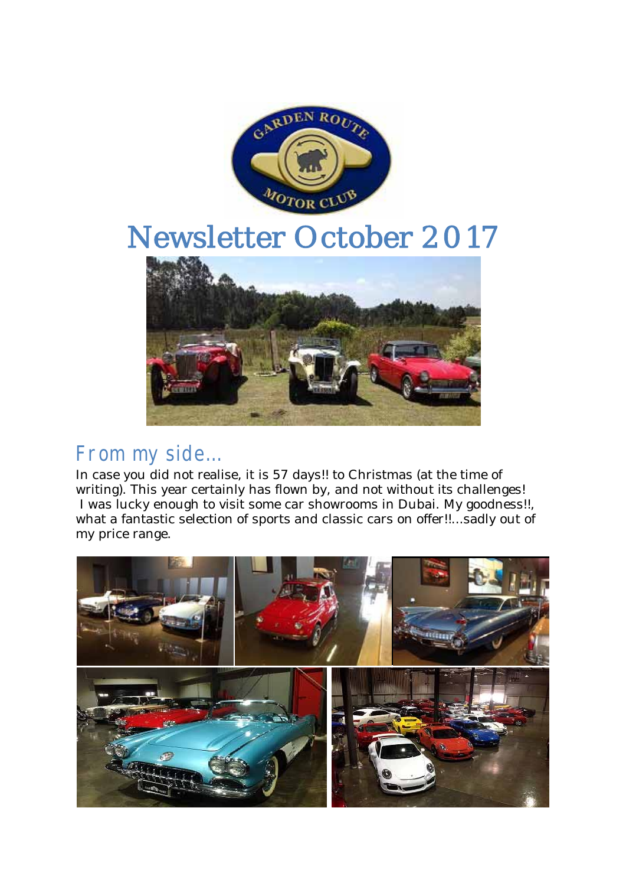# Newsletter October 2017

## From my side…

In case you did not realise, it is 57 days!! to Christmas (at the time of writing). This year certainly has flown by, and not without its challenges! I was lucky enough to visit some car showrooms in Dubai. My goodness!!, what a fantastic selection of sports and classic cars on offer!!...sadly out of my price range.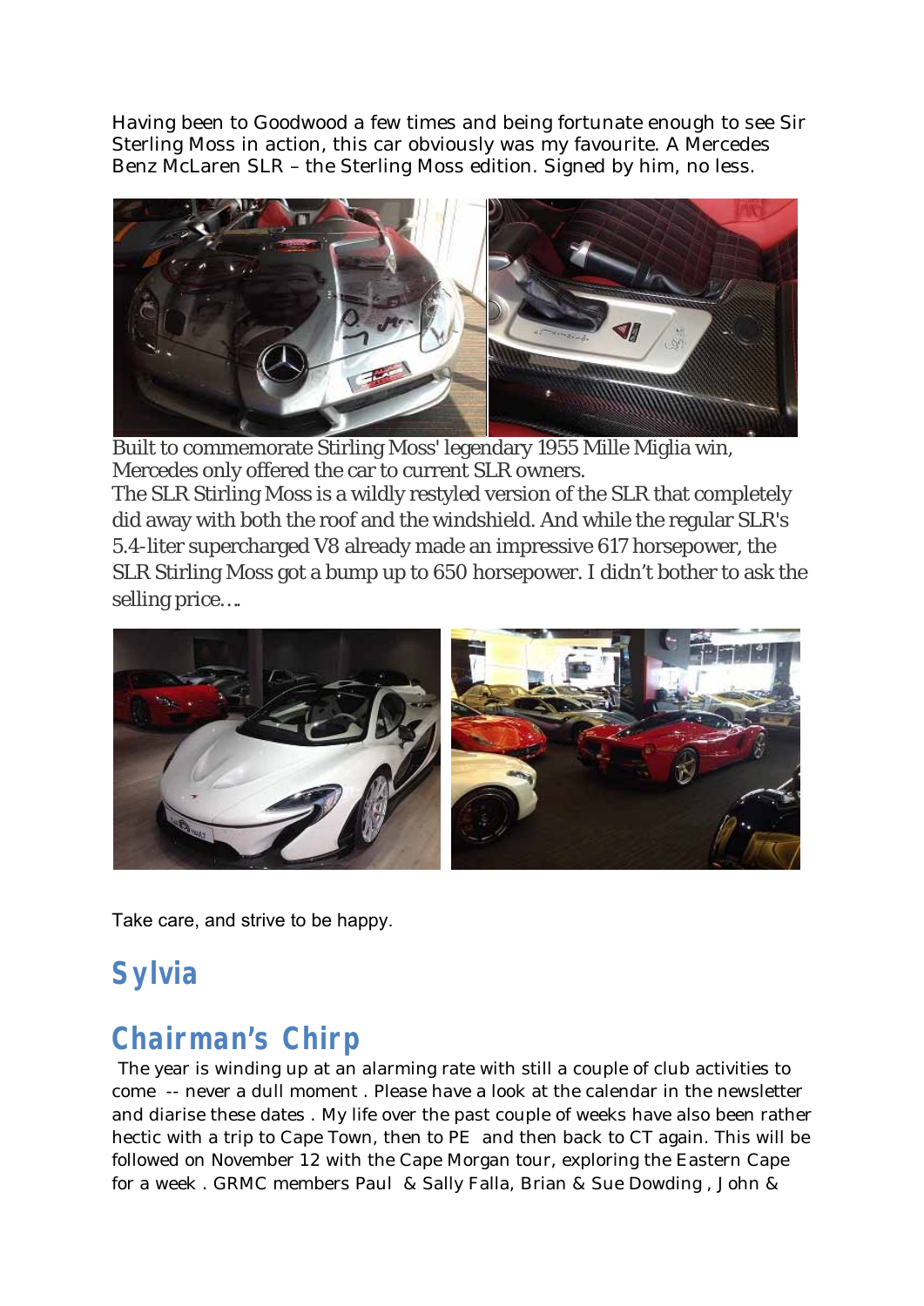Having been to Goodwood a few times and being fortunate enough to see Sir Sterling Moss in action, this car obviously was my favourite. A Mercedes Benz McLaren SLR – the Sterling Moss edition. Signed by him, no less.

Built to commemorate Stirling Moss' legendary 1955 Mille Miglia win, Mercedes only offered the car to current SLR owners.

The SLR Stirling Moss is a wildly restyled version of the SLR that completely did away with both the roof and the windshield. And while the regular SLR's 5.4-liter supercharged V8 already made an impressive 617 horsepower, the SLR Stirling Moss got a bump up to 650 horsepower. I didn't bother to ask the selling price….

Take care, and strive to be happy.

## Sylvia

## Chairman's Chirp

The year is winding up at an alarming rate with still a couple of club activities to come -- never a dull moment . Please have a look at the calendar in the newsletter and diarise these dates . My life over the past couple of weeks have also been rather hectic with a trip to Cape Town, then to PE and then back to CT again. This will be followed on November 12 with the Cape Morgan tour, exploring the Eastern Cape for a week . GRMC members Paul & Sally Falla, Brian & Sue Dowding , John &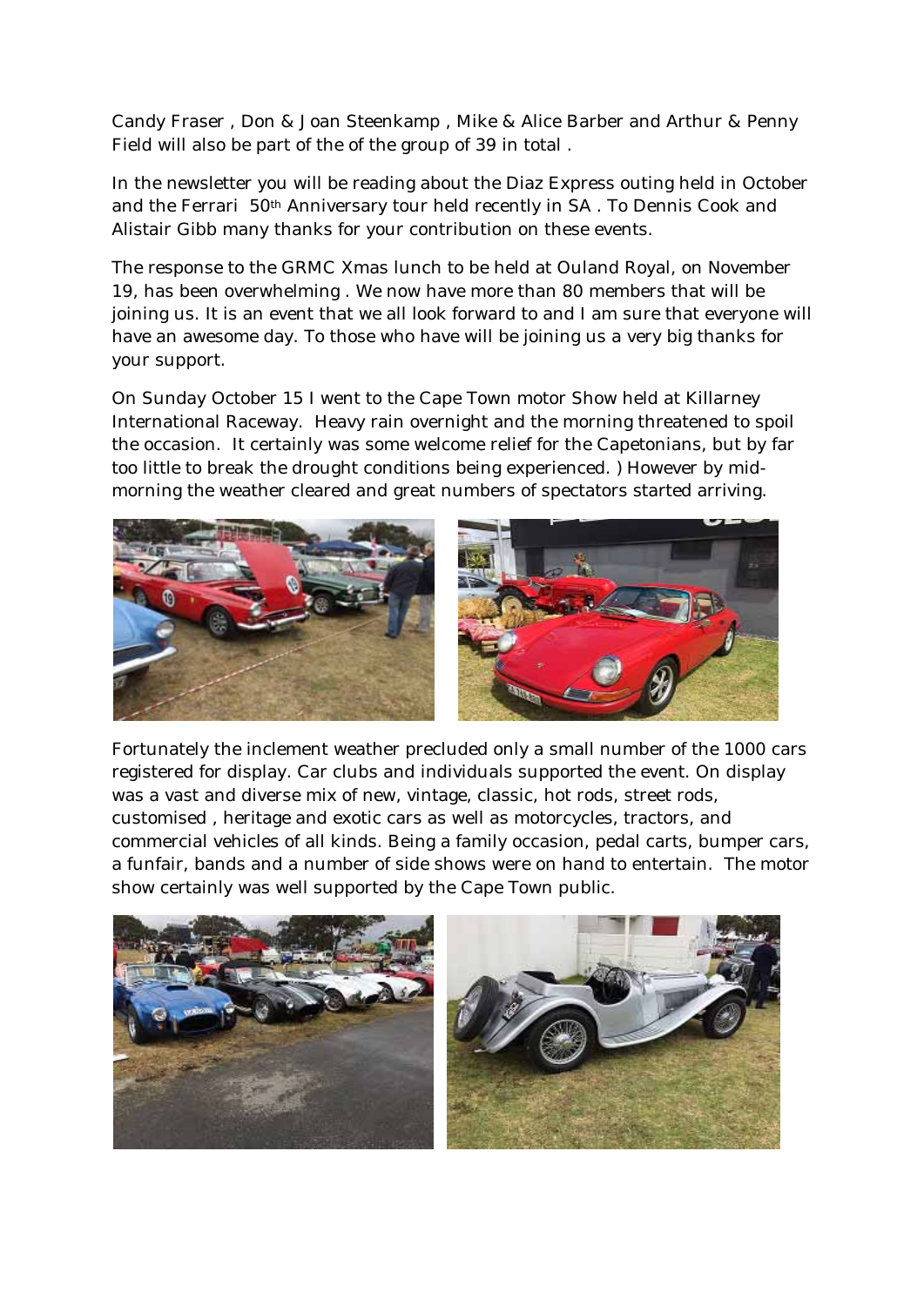Candy Fraser , Don & Joan Steenkamp , Mike & Alice Barber and Arthur & Penny Field will also be part of the of the group of 39 in total .

In the newsletter you will be reading about the Diaz Express outing held in October and the Ferrari 50th Anniversary tour held recently in SA . To Dennis Cook and Alistair Gibb many thanks for your contribution on these events.

The response to the GRMC Xmas lunch to be held at Ouland Royal, on November 19, has been overwhelming . We now have more than 80 members that will be joining us. It is an event that we all look forward to and I am sure that everyone will have an awesome day. To those who have will be joining us a very big thanks for your support.

On Sunday October 15 I went to the Cape Town motor Show held at Killarney International Raceway. Heavy rain overnight and the morning threatened to spoil the occasion. It certainly was some welcome relief for the Capetonians, but by far too little to break the drought conditions being experienced. ) However by mid-morning the weather cleared and great numbers of spectators started arriving.

Fortunately the inclement weather precluded only a small number of the 1000 cars registered for display. Car clubs and individuals supported the event. On display was a vast and diverse mix of new, vintage, classic, hot rods, street rods, customised , heritage and exotic cars as well as motorcycles, tractors, and commercial vehicles of all kinds. Being a family occasion, pedal carts, bumper cars, a funfair, bands and a number of side shows were on hand to entertain. The motor show certainly was well supported by the Cape Town public.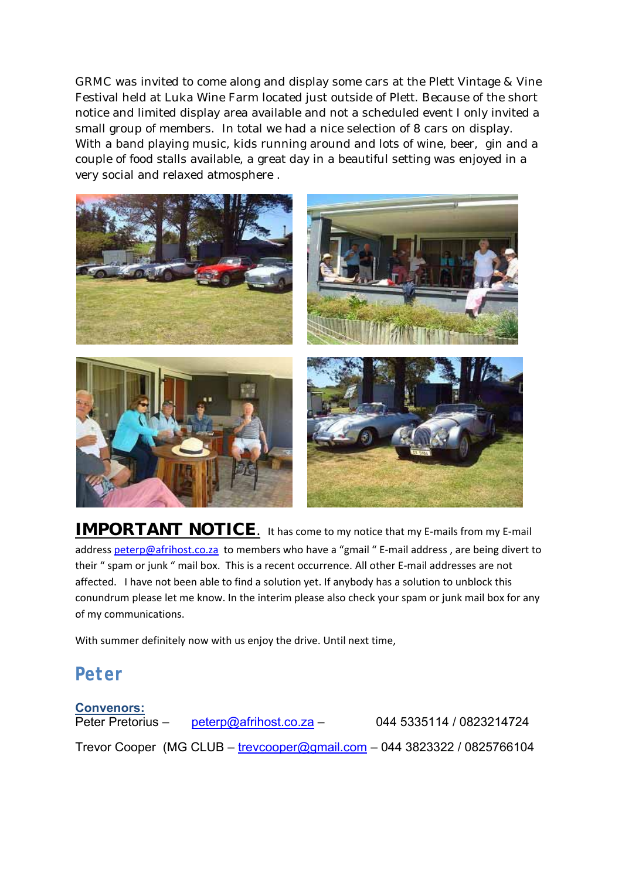GRMC was invited to come along and display some cars at the Plett Vintage & Vine Festival held at Luka Wine Farm located just outside of Plett. Because of the short notice and limited display area available and not a scheduled event I only invited a small group of members. In total we had a nice selection of 8 cars on display. With a band playing music, kids running around and lots of wine, beer, gin and a couple of food stalls available, a great day in a beautiful setting was enjoyed in a very social and relaxed atmosphere .

**IMPORTANT NOTICE**. It has come to my notice that my E-mails from my E-mail address peterp@afrihost.co.za to members who have a "gmail " E-mail address , are being divert to their " spam or junk " mail box. This is a recent occurrence. All other E-mail addresses are not affected. I have not been able to find a solution yet. If anybody has a solution to unblock this conundrum please let me know. In the interim please also check your spam or junk mail box for any of my communications.

With summer definitely now with us enjoy the drive. Until next time,

**Peter**

**Convenors:**

Peter Pretorius – peterp@afrihost.co.za – 044 5335114 / 0823214724

Trevor Cooper (MG CLUB – trevcooper@gmail.com – 044 3823322 / 0825766104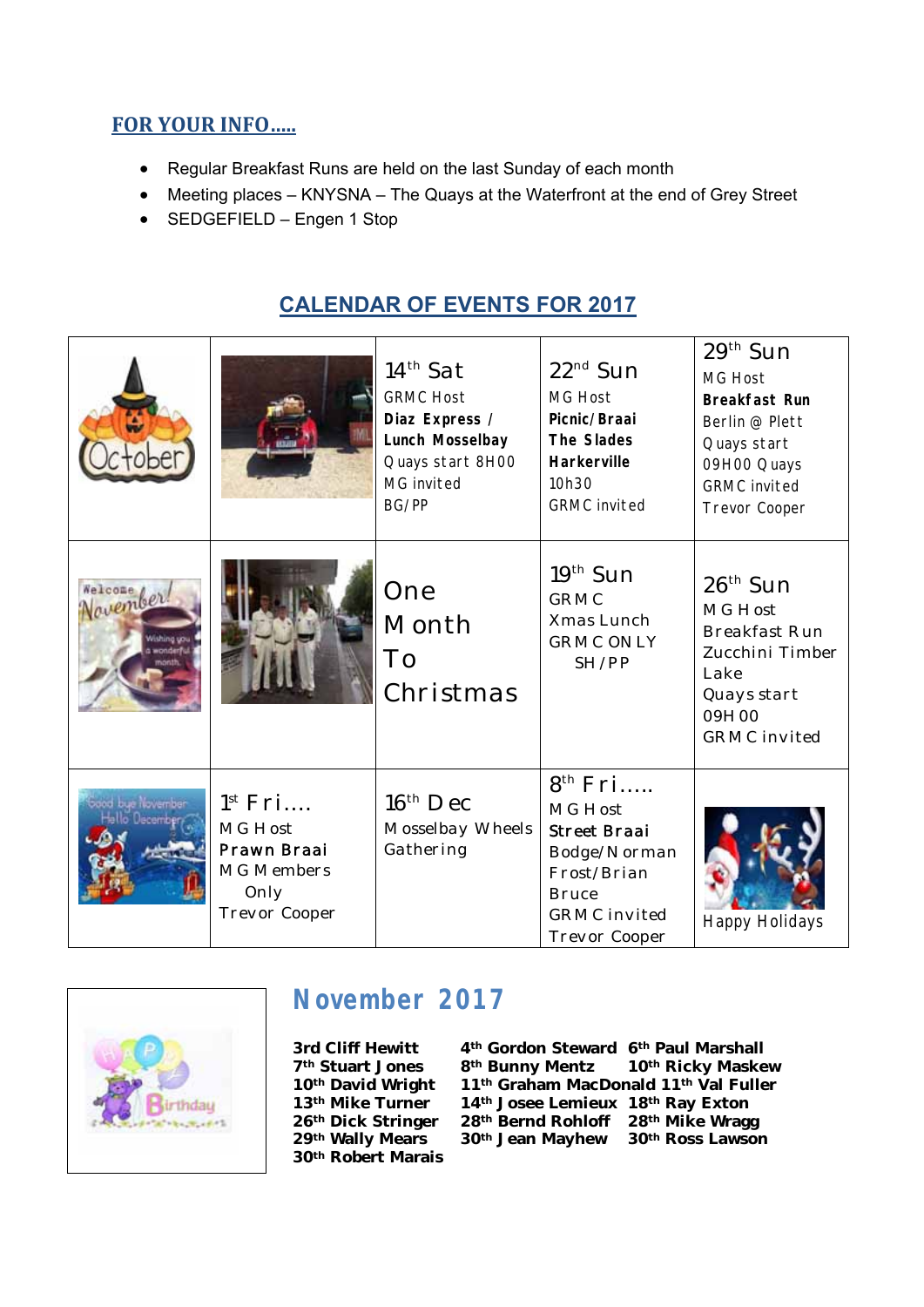## FOR YOUR INFO…..

- Regular Breakfast Runs are held on the last Sunday of each month
- Meeting places – KNYSNA – The Quays at the Waterfront at the end of Grey Street
- SEDGEFIELD – Engen 1 Stop

## CALENDAR OF EVENTS FOR 2017

| | | | | |
|---|---|---|---|---|
| October | | 14th Sat<br>GRMC Host<br>**Diaz Express / Lunch Mosselbay**<br>Quays start 8H00<br>MG invited<br>BG/PP | 22nd Sun<br>MG Host<br>**Picnic/Braai The Slades Harkerville**<br>10h30<br>GRMC invited | 29th Sun<br>MG Host<br>**Breakfast Run**<br>Berlin @ Plett<br>Quays start<br>09H00 Quays<br>GRMC invited<br>Trevor Cooper |
| Welcome November! Wishing you a wonderful month. | | One Month To Christmas | 19th Sun<br>GRMC<br>Xmas Lunch<br>GRMC ONLY<br>SH/PP | 26th Sun<br>MG Host<br>Breakfast Run<br>Zucchini Timber Lake<br>Quays start<br>09H00<br>GRMC invited |
| Good bye November Hello December | 1st Fri….<br>MG Host<br>**Prawn Braai**<br>MG Members Only<br>Trevor Cooper | 16th Dec<br>Mosselbay Wheels Gathering | 8th Fri…..<br>MG Host<br>**Street Braai**<br>Bodge/Norman Frost/Brian Bruce<br>GRMC invited<br>Trevor Cooper | Happy Holidays |

## November 2017

Happy Birthday

| | | |
|---|---|---|
| **3rd Cliff Hewitt** | **4th Gordon Steward** | **6th Paul Marshall** |
| **7th Stuart Jones** | **8th Bunny Mentz** | **10th Ricky Maskew** |
| **10th David Wright** | **11th Graham MacDonald** | **11th Val Fuller** |
| **13th Mike Turner** | **14th Josee Lemieux** | **18th Ray Exton** |
| **26th Dick Stringer** | **28th Bernd Rohloff** | **28th Mike Wragg** |
| **29th Wally Mears** | **30th Jean Mayhew** | **30th Ross Lawson** |
| **30th Robert Marais** | | |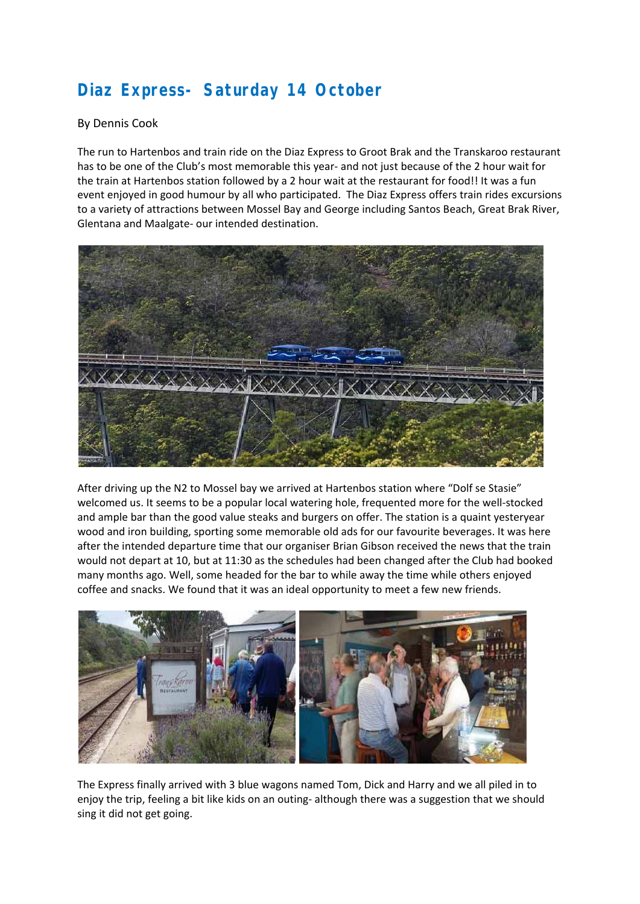# Diaz Express- Saturday 14 October

By Dennis Cook

The run to Hartenbos and train ride on the Diaz Express to Groot Brak and the Transkaroo restaurant has to be one of the Club's most memorable this year- and not just because of the 2 hour wait for the train at Hartenbos station followed by a 2 hour wait at the restaurant for food!! It was a fun event enjoyed in good humour by all who participated. The Diaz Express offers train rides excursions to a variety of attractions between Mossel Bay and George including Santos Beach, Great Brak River, Glentana and Maalgate- our intended destination.

After driving up the N2 to Mossel bay we arrived at Hartenbos station where "Dolf se Stasie" welcomed us. It seems to be a popular local watering hole, frequented more for the well-stocked and ample bar than the good value steaks and burgers on offer. The station is a quaint yesteryear wood and iron building, sporting some memorable old ads for our favourite beverages. It was here after the intended departure time that our organiser Brian Gibson received the news that the train would not depart at 10, but at 11:30 as the schedules had been changed after the Club had booked many months ago. Well, some headed for the bar to while away the time while others enjoyed coffee and snacks. We found that it was an ideal opportunity to meet a few new friends.

The Express finally arrived with 3 blue wagons named Tom, Dick and Harry and we all piled in to enjoy the trip, feeling a bit like kids on an outing- although there was a suggestion that we should sing it did not get going.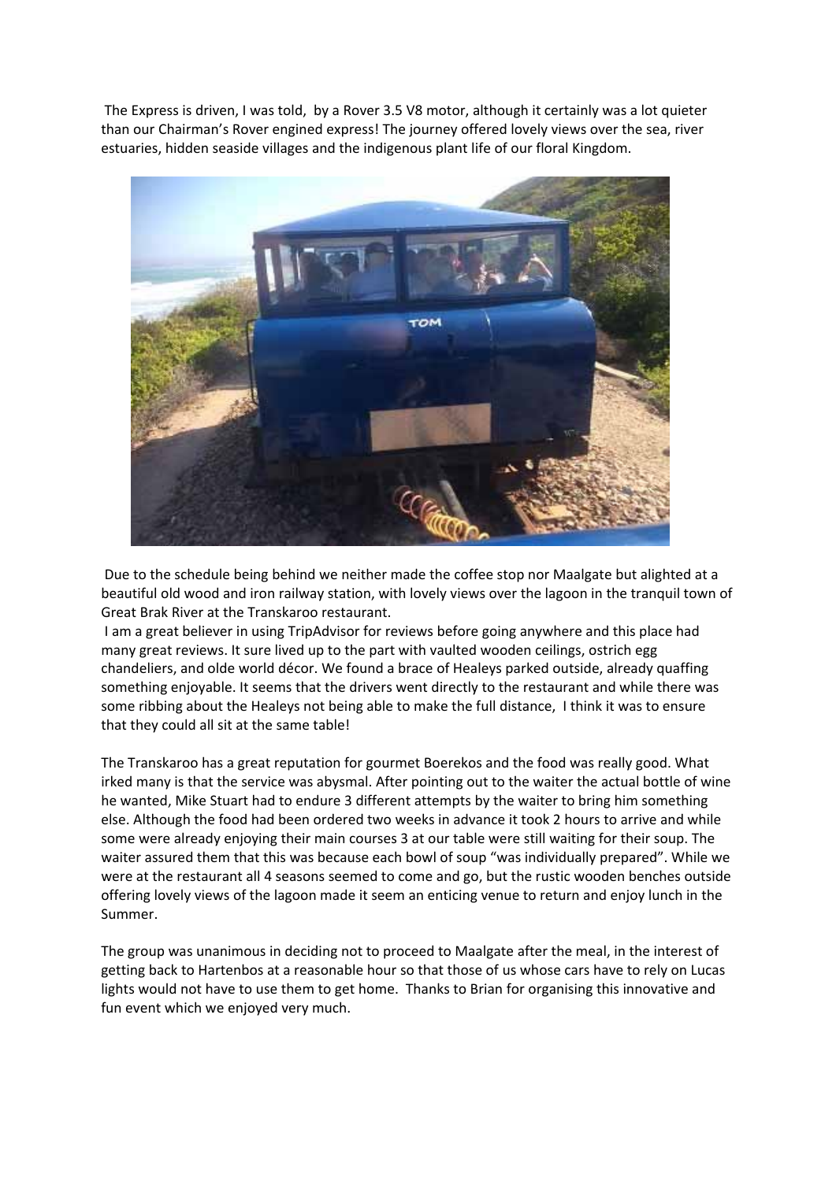The Express is driven, I was told, by a Rover 3.5 V8 motor, although it certainly was a lot quieter than our Chairman's Rover engined express! The journey offered lovely views over the sea, river estuaries, hidden seaside villages and the indigenous plant life of our floral Kingdom.

Due to the schedule being behind we neither made the coffee stop nor Maalgate but alighted at a beautiful old wood and iron railway station, with lovely views over the lagoon in the tranquil town of Great Brak River at the Transkaroo restaurant.

I am a great believer in using TripAdvisor for reviews before going anywhere and this place had many great reviews. It sure lived up to the part with vaulted wooden ceilings, ostrich egg chandeliers, and olde world décor. We found a brace of Healeys parked outside, already quaffing something enjoyable. It seems that the drivers went directly to the restaurant and while there was some ribbing about the Healeys not being able to make the full distance, I think it was to ensure that they could all sit at the same table!

The Transkaroo has a great reputation for gourmet Boerekos and the food was really good. What irked many is that the service was abysmal. After pointing out to the waiter the actual bottle of wine he wanted, Mike Stuart had to endure 3 different attempts by the waiter to bring him something else. Although the food had been ordered two weeks in advance it took 2 hours to arrive and while some were already enjoying their main courses 3 at our table were still waiting for their soup. The waiter assured them that this was because each bowl of soup "was individually prepared". While we were at the restaurant all 4 seasons seemed to come and go, but the rustic wooden benches outside offering lovely views of the lagoon made it seem an enticing venue to return and enjoy lunch in the Summer.

The group was unanimous in deciding not to proceed to Maalgate after the meal, in the interest of getting back to Hartenbos at a reasonable hour so that those of us whose cars have to rely on Lucas lights would not have to use them to get home. Thanks to Brian for organising this innovative and fun event which we enjoyed very much.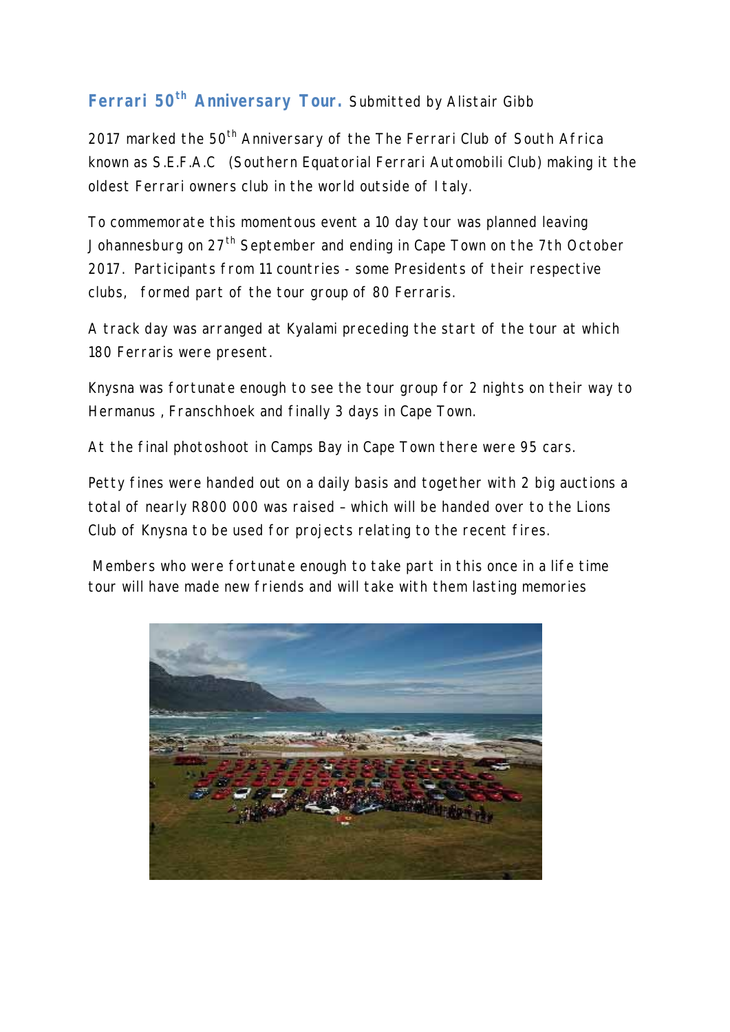## Ferrari 50th Anniversary Tour. Submitted by Alistair Gibb

2017 marked the 50th Anniversary of the The Ferrari Club of South Africa known as S.E.F.A.C (Southern Equatorial Ferrari Automobili Club) making it the oldest Ferrari owners club in the world outside of Italy.

To commemorate this momentous event a 10 day tour was planned leaving Johannesburg on 27th September and ending in Cape Town on the 7th October 2017. Participants from 11 countries - some Presidents of their respective clubs, formed part of the tour group of 80 Ferraris.

A track day was arranged at Kyalami preceding the start of the tour at which 180 Ferraris were present.

Knysna was fortunate enough to see the tour group for 2 nights on their way to Hermanus , Franschhoek and finally 3 days in Cape Town.

At the final photoshoot in Camps Bay in Cape Town there were 95 cars.

Petty fines were handed out on a daily basis and together with 2 big auctions a total of nearly R800 000 was raised – which will be handed over to the Lions Club of Knysna to be used for projects relating to the recent fires.

Members who were fortunate enough to take part in this once in a life time tour will have made new friends and will take with them lasting memories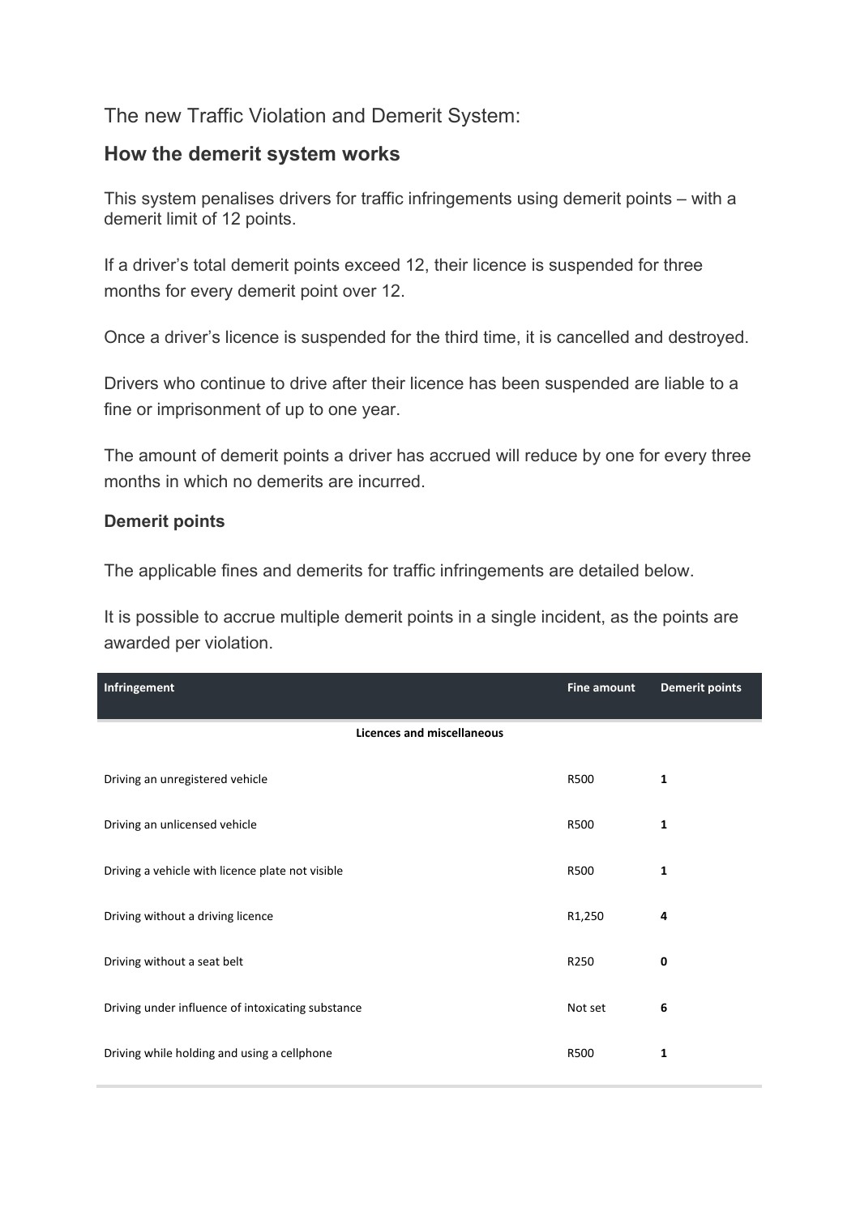The new Traffic Violation and Demerit System:

## How the demerit system works

This system penalises drivers for traffic infringements using demerit points – with a demerit limit of 12 points.

If a driver's total demerit points exceed 12, their licence is suspended for three months for every demerit point over 12.

Once a driver's licence is suspended for the third time, it is cancelled and destroyed.

Drivers who continue to drive after their licence has been suspended are liable to a fine or imprisonment of up to one year.

The amount of demerit points a driver has accrued will reduce by one for every three months in which no demerits are incurred.

### Demerit points

The applicable fines and demerits for traffic infringements are detailed below.

It is possible to accrue multiple demerit points in a single incident, as the points are awarded per violation.

| Infringement | Fine amount | Demerit points |
|---|---|---|
| **Licences and miscellaneous** | | |
| Driving an unregistered vehicle | R500 | **1** |
| Driving an unlicensed vehicle | R500 | **1** |
| Driving a vehicle with licence plate not visible | R500 | **1** |
| Driving without a driving licence | R1,250 | **4** |
| Driving without a seat belt | R250 | **0** |
| Driving under influence of intoxicating substance | Not set | **6** |
| Driving while holding and using a cellphone | R500 | **1** |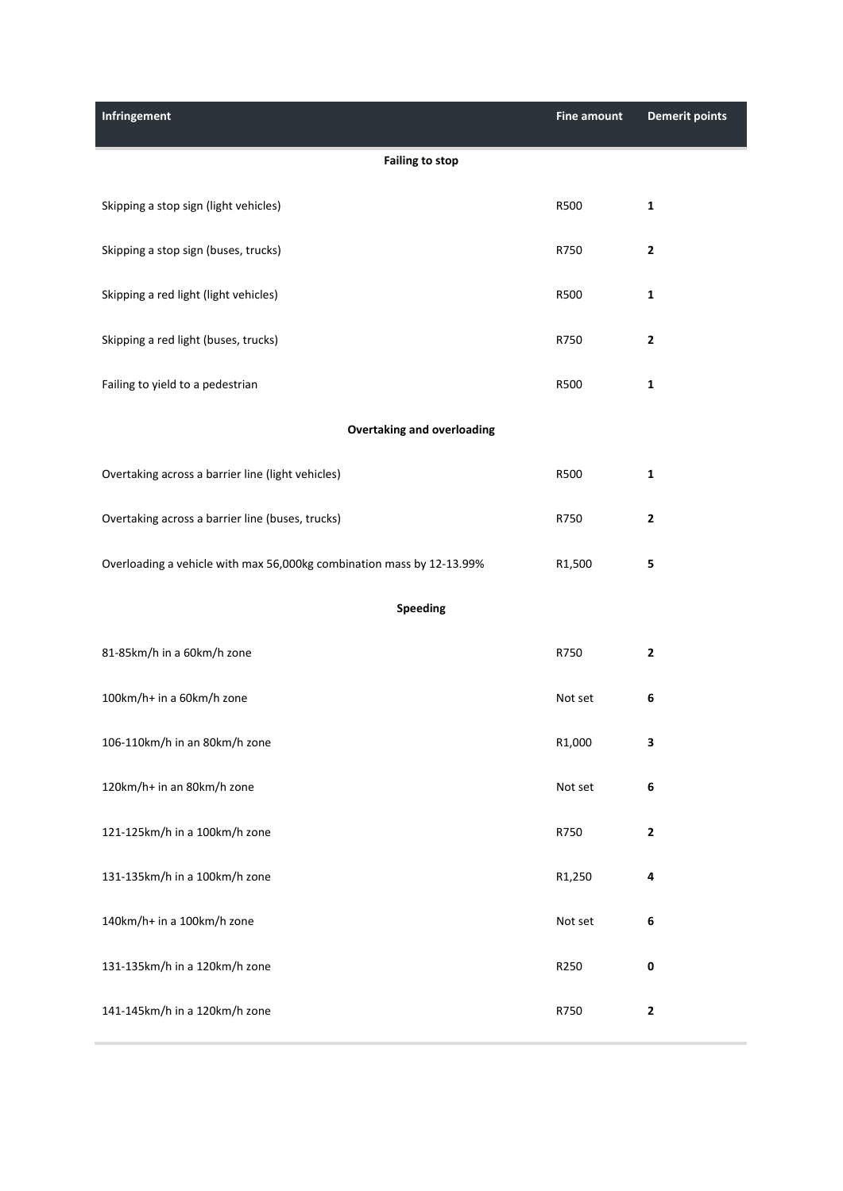| Infringement | Fine amount | Demerit points |
|---|---|---|
| **Failing to stop** | | |
| Skipping a stop sign (light vehicles) | R500 | **1** |
| Skipping a stop sign (buses, trucks) | R750 | **2** |
| Skipping a red light (light vehicles) | R500 | **1** |
| Skipping a red light (buses, trucks) | R750 | **2** |
| Failing to yield to a pedestrian | R500 | **1** |
| **Overtaking and overloading** | | |
| Overtaking across a barrier line (light vehicles) | R500 | **1** |
| Overtaking across a barrier line (buses, trucks) | R750 | **2** |
| Overloading a vehicle with max 56,000kg combination mass by 12-13.99% | R1,500 | **5** |
| **Speeding** | | |
| 81-85km/h in a 60km/h zone | R750 | **2** |
| 100km/h+ in a 60km/h zone | Not set | **6** |
| 106-110km/h in an 80km/h zone | R1,000 | **3** |
| 120km/h+ in an 80km/h zone | Not set | **6** |
| 121-125km/h in a 100km/h zone | R750 | **2** |
| 131-135km/h in a 100km/h zone | R1,250 | **4** |
| 140km/h+ in a 100km/h zone | Not set | **6** |
| 131-135km/h in a 120km/h zone | R250 | **0** |
| 141-145km/h in a 120km/h zone | R750 | **2** |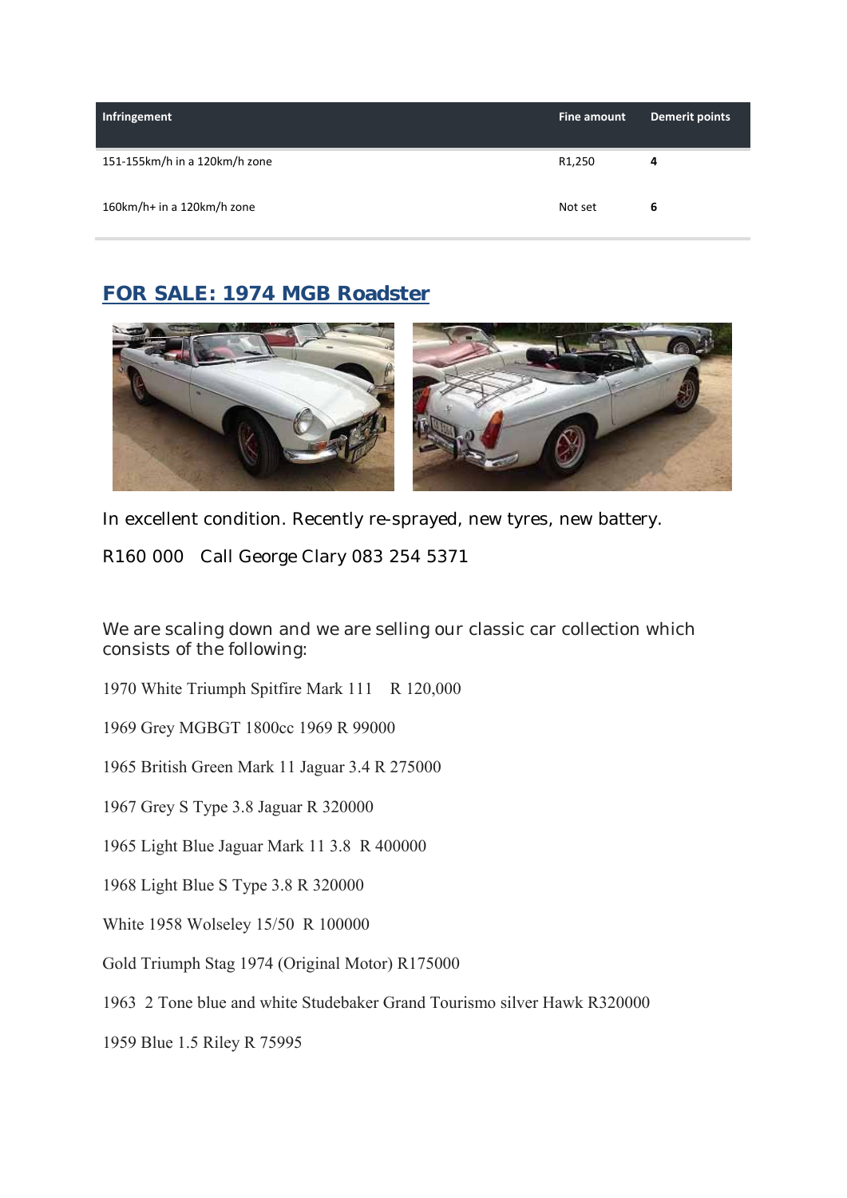| Infringement | Fine amount | Demerit points |
| --- | --- | --- |
| 151-155km/h in a 120km/h zone | R1,250 | **4** |
| 160km/h+ in a 120km/h zone | Not set | **6** |

## FOR SALE: 1974 MGB Roadster

In excellent condition. Recently re-sprayed, new tyres, new battery.

R160 000   Call George Clary 083 254 5371

We are scaling down and we are selling our classic car collection which consists of the following:

1970 White Triumph Spitfire Mark 111   R 120,000

1969 Grey MGBGT 1800cc 1969 R 99000

1965 British Green Mark 11 Jaguar 3.4 R 275000

1967 Grey S Type 3.8 Jaguar R 320000

1965 Light Blue Jaguar Mark 11 3.8  R 400000

1968 Light Blue S Type 3.8 R 320000

White 1958 Wolseley 15/50  R 100000

Gold Triumph Stag 1974 (Original Motor) R175000

1963  2 Tone blue and white Studebaker Grand Tourismo silver Hawk R320000

1959 Blue 1.5 Riley R 75995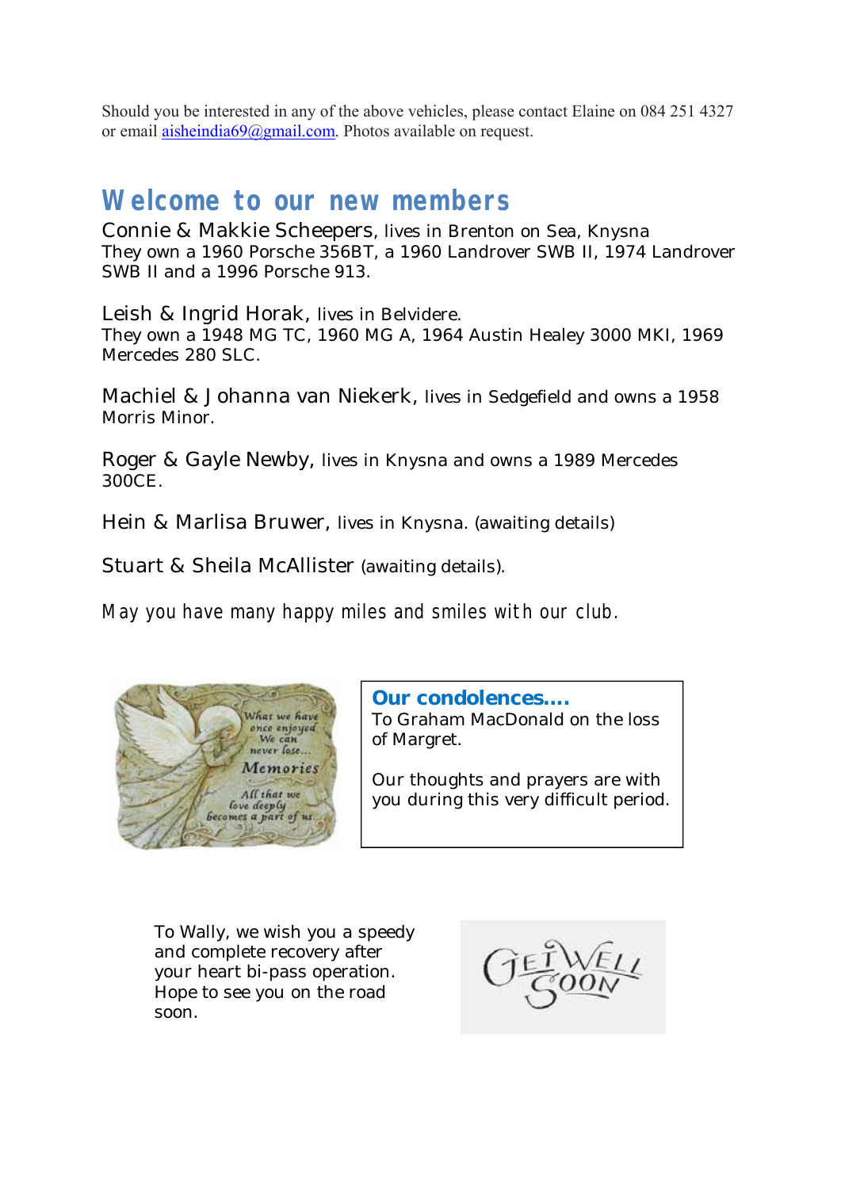Should you be interested in any of the above vehicles, please contact Elaine on 084 251 4327 or email aisheindia69@gmail.com. Photos available on request.

## Welcome to our new members

**Connie & Makkie Scheepers**, lives in Brenton on Sea, Knysna
They own a 1960 Porsche 356BT, a 1960 Landrover SWB II, 1974 Landrover SWB II and a 1996 Porsche 913.

**Leish & Ingrid Horak**, lives in Belvidere.
They own a 1948 MG TC, 1960 MG A, 1964 Austin Healey 3000 MKI, 1969 Mercedes 280 SLC.

**Machiel & Johanna van Niekerk**, lives in Sedgefield and owns a 1958 Morris Minor.

**Roger & Gayle Newby**, lives in Knysna and owns a 1989 Mercedes 300CE.

**Hein & Marlisa Bruwer**, lives in Knysna. (awaiting details)

**Stuart & Sheila McAllister** (awaiting details).

*May you have many happy miles and smiles with our club.*

### Our condolences....

To Graham MacDonald on the loss of Margret.

Our thoughts and prayers are with you during this very difficult period.

To Wally, we wish you a speedy and complete recovery after your heart bi-pass operation. Hope to see you on the road soon.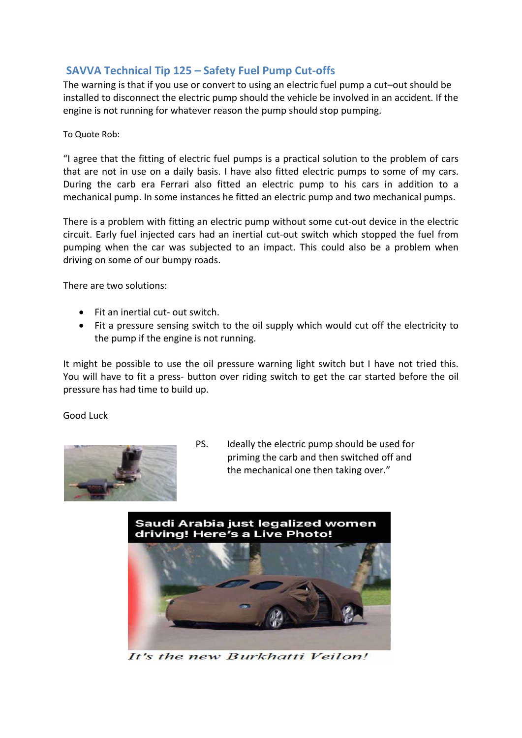## SAVVA Technical Tip 125 – Safety Fuel Pump Cut-offs

The warning is that if you use or convert to using an electric fuel pump a cut–out should be installed to disconnect the electric pump should the vehicle be involved in an accident. If the engine is not running for whatever reason the pump should stop pumping.

To Quote Rob:

"I agree that the fitting of electric fuel pumps is a practical solution to the problem of cars that are not in use on a daily basis. I have also fitted electric pumps to some of my cars. During the carb era Ferrari also fitted an electric pump to his cars in addition to a mechanical pump. In some instances he fitted an electric pump and two mechanical pumps.

There is a problem with fitting an electric pump without some cut-out device in the electric circuit. Early fuel injected cars had an inertial cut-out switch which stopped the fuel from pumping when the car was subjected to an impact. This could also be a problem when driving on some of our bumpy roads.

There are two solutions:

- Fit an inertial cut- out switch.
- Fit a pressure sensing switch to the oil supply which would cut off the electricity to the pump if the engine is not running.

It might be possible to use the oil pressure warning light switch but I have not tried this. You will have to fit a press- button over riding switch to get the car started before the oil pressure has had time to build up.

Good Luck

PS. Ideally the electric pump should be used for priming the carb and then switched off and the mechanical one then taking over."

Saudi Arabia just legalized women driving! Here's a Live Photo!

*It's the new Burkhatti Veilon!*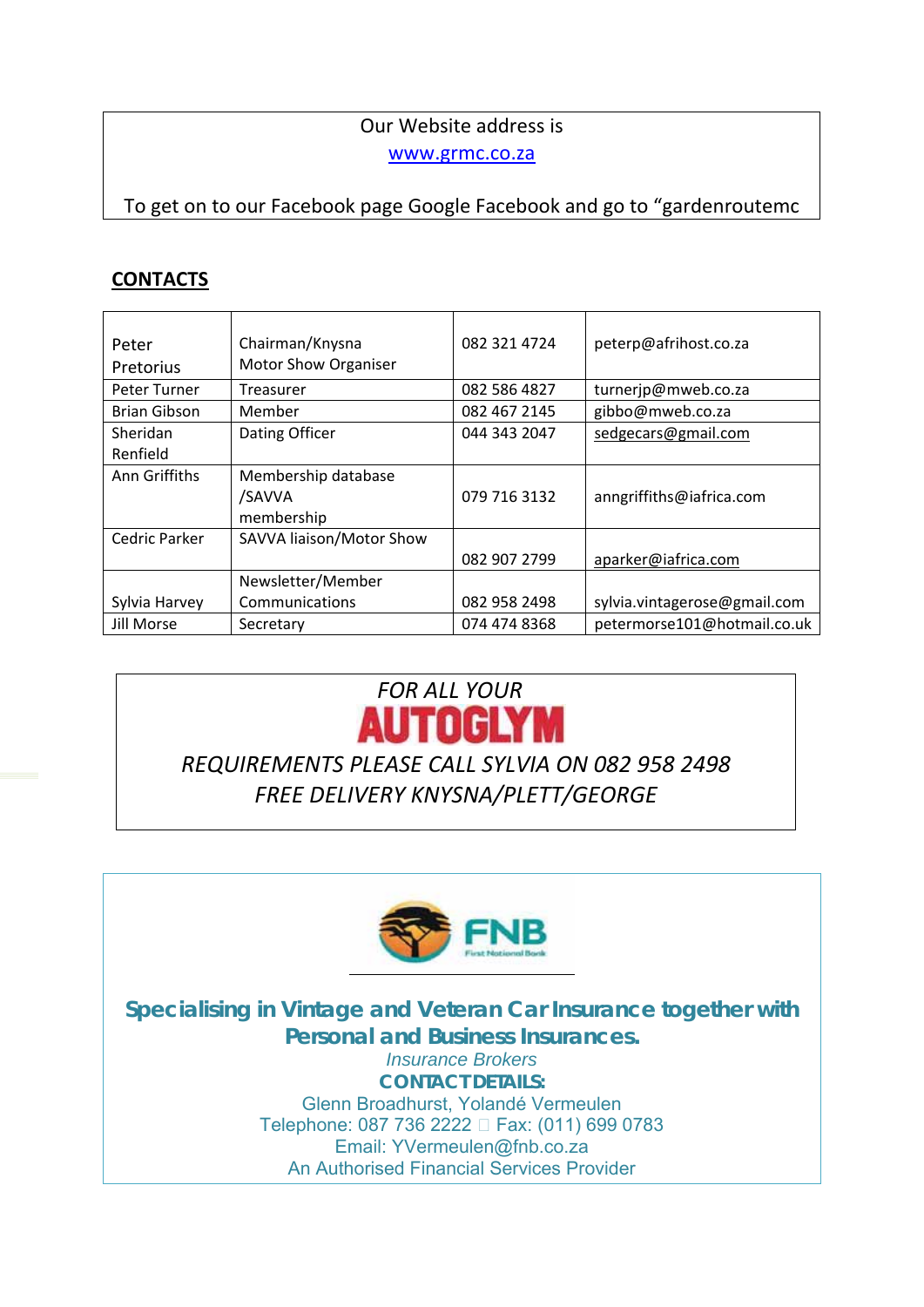Our Website address is

www.grmc.co.za

To get on to our Facebook page Google Facebook and go to "gardenroutemc

## CONTACTS

| | | | |
|---|---|---|---|
| Peter Pretorius | Chairman/Knysna Motor Show Organiser | 082 321 4724 | peterp@afrihost.co.za |
| Peter Turner | Treasurer | 082 586 4827 | turnerjp@mweb.co.za |
| Brian Gibson | Member | 082 467 2145 | gibbo@mweb.co.za |
| Sheridan Renfield | Dating Officer | 044 343 2047 | sedgecars@gmail.com |
| Ann Griffiths | Membership database /SAVVA membership | 079 716 3132 | anngriffiths@iafrica.com |
| Cedric Parker | SAVVA liaison/Motor Show | 082 907 2799 | aparker@iafrica.com |
| Sylvia Harvey | Newsletter/Member Communications | 082 958 2498 | sylvia.vintagerose@gmail.com |
| Jill Morse | Secretary | 074 474 8368 | petermorse101@hotmail.co.uk |

*FOR ALL YOUR*

**AUTOGLYM**

*REQUIREMENTS PLEASE CALL SYLVIA ON 082 958 2498*

*FREE DELIVERY KNYSNA/PLETT/GEORGE*

FNB
First National Bank

**Specialising in Vintage and Veteran Car Insurance together with Personal and Business Insurances.**

*Insurance Brokers*

**CONTACT DETAILS:**

Glenn Broadhurst, Yolandé Vermeulen

Telephone: 087 736 2222 Fax: (011) 699 0783

Email: YVermeulen@fnb.co.za

An Authorised Financial Services Provider